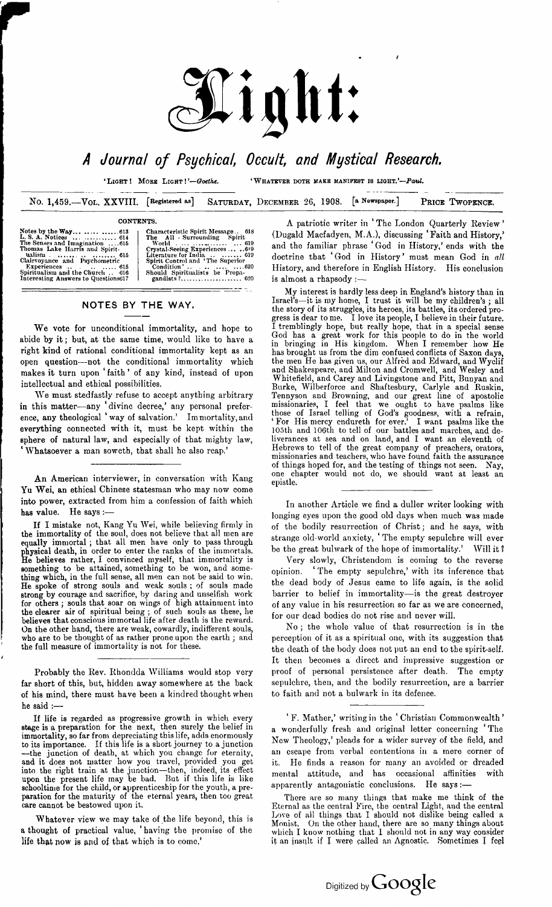# Light:

## *A Journal of Psychical, Occult, and Mystical Research.*

'LIGHT! MORE LIGHT!'—*Goethe.* 'WHATEVER DOTH MAKE MANIFEST IS LIGHT.'—*Paul.*

No. 1,459.—VOL. XXVIII. [Registered as] SATURDAY, DECEMBER 26, 1908. [a Newspaper.] PRICE TWOPENCE.

CONTENTS.

| | | | |
|---|---|---|---|
| Notes by the Way | 613 | Characteristic Spirit Message | 618 |
| L. S. A. Notices | 614 | The All - Surrounding Spirit World | 619 |
| The Senses and Imagination | 615 | Crystal-Seeing Experiences | 619 |
| Thomas Lake Harris and Spiritualism | 615 | Literature for India | 619 |
| Clairvoyance and Psychometric Experiences | 615 | Spirit Control and 'The Superior Condition' | 620 |
| Spiritualism and the Church | 616 | Should Spiritualists be Propagandists? | 620 |
| Interesting Answers to Questions | 617 | | |

## NOTES BY THE WAY.

We vote for unconditional immortality, and hope to abide by it; but, at the same time, would like to have a right kind of rational conditional immortality kept as an open question—not the conditional immortality which makes it turn upon 'faith' of any kind, instead of upon intellectual and ethical possibilities.

We must stedfastly refuse to accept anything arbitrary in this matter—any 'divine decree,' any personal preference, any theological 'way of salvation.' Immortality, and everything connected with it, must be kept within the sphere of natural law, and especially of that mighty law, 'Whatsoever a man soweth, that shall he also reap.'

An American interviewer, in conversation with Kang Yu Wei, an ethical Chinese statesman who may now come into power, extracted from him a confession of faith which has value. He says:—

> If I mistake not, Kang Yu Wei, while believing firmly in the immortality of the soul, does not believe that all men are equally immortal; that all men have only to pass through physical death, in order to enter the ranks of the immortals. He believes rather, I convinced myself, that immortality is something to be attained, something to be won, and something which, in the full sense, all men can not be said to win. He spoke of strong souls and weak souls; of souls made strong by courage and sacrifice, by daring and unselfish work for others; souls that soar on wings of high attainment into the clearer air of spiritual being; of such souls as these, he believes that conscious immortal life after death is the reward. On the other hand, there are weak, cowardly, indifferent souls, who are to be thought of as rather prone upon the earth; and the full measure of immortality is not for these.

Probably the Rev. Rhondda Williams would stop very far short of this, but, hidden away somewhere at the back of his mind, there must have been a kindred thought when he said:—

> If life is regarded as progressive growth in which every stage is a preparation for the next, then surely the belief in immortality, so far from depreciating this life, adds enormously to its importance. If this life is a short journey to a junction—the junction of death, at which you change for eternity, and it does not matter how you travel, provided you get into the right train at the junction—then, indeed, its effect upon the present life may be bad. But if this life is like schooltime for the child, or apprenticeship for the youth, a preparation for the maturity of the eternal years, then too great care cannot be bestowed upon it.

Whatever view we may take of the life beyond, this is a thought of practical value, 'having the promise of the life that now is and of that which is to come.'

A patriotic writer in 'The London Quarterly Review' (Dugald Macfadyen, M.A.), discussing 'Faith and History,' and the familiar phrase 'God in History,' ends with the doctrine that 'God in History' must mean God in *all* History, and therefore in English History. His conclusion is almost a rhapsody:—

> My interest is hardly less deep in England's history than in Israel's—it is my home, I trust it will be my children's; all the story of its struggles, its heroes, its battles, its ordered progress is dear to me. I love its people, I believe in their future. I tremblingly hope, but really hope, that in a special sense God has a great work for this people to do in the world in bringing in His kingdom. When I remember how He has brought us from the dim confused conflicts of Saxon days, the men He has given us, our Alfred and Edward, and Wyclif and Shakespeare, and Milton and Cromwell, and Wesley and Whitefield, and Carey and Livingstone and Pitt, Bunyan and Burke, Wilberforce and Shaftesbury, Carlyle and Ruskin, Tennyson and Browning, and our great line of apostolic missionaries, I feel that we ought to have psalms like those of Israel telling of God's goodness, with a refrain, 'For His mercy endureth for ever.' I want psalms like the 105th and 106th to tell of our battles and marches, and deliverances at sea and on land, and I want an eleventh of Hebrews to tell of the great company of preachers, orators, missionaries and teachers, who have found faith the assurance of things hoped for, and the testing of things not seen. Nay, one chapter would not do, we should want at least an epistle.

In another Article we find a duller writer looking with longing eyes upon the good old days when much was made of the bodily resurrection of Christ; and he says, with strange old-world anxiety, 'The empty sepulchre will ever be the great bulwark of the hope of immortality.' Will it?

Very slowly, Christendom is coming to the reverse opinion. 'The empty sepulchre,' with its inference that the dead body of Jesus came to life again, is the solid barrier to belief in immortality—is the great destroyer of any value in his resurrection so far as we are concerned, for our dead bodies do not rise and never will.

No; the whole value of that resurrection is in the perception of it as a spiritual one, with its suggestion that the death of the body does not put an end to the spirit-self. It then becomes a direct and impressive suggestion or proof of personal persistence after death. The empty sepulchre, then, and the bodily resurrection, are a barrier to faith and not a bulwark in its defence.

'F. Mather,' writing in the 'Christian Commonwealth' a wonderfully fresh and original letter concerning 'The New Theology,' pleads for a wider survey of the field, and an escape from verbal contentions in a mere corner of it. He finds a reason for many an avoided or dreaded mental attitude, and has occasional affinities with apparently antagonistic conclusions. He says:—

> There are so many things that make me think of the Eternal as the central Fire, the central Light, and the central Love of all things that I should not dislike being called a Monist. On the other hand, there are so many things about which I know nothing that I should not in any way consider it an insult if I were called an Agnostic. Sometimes I feel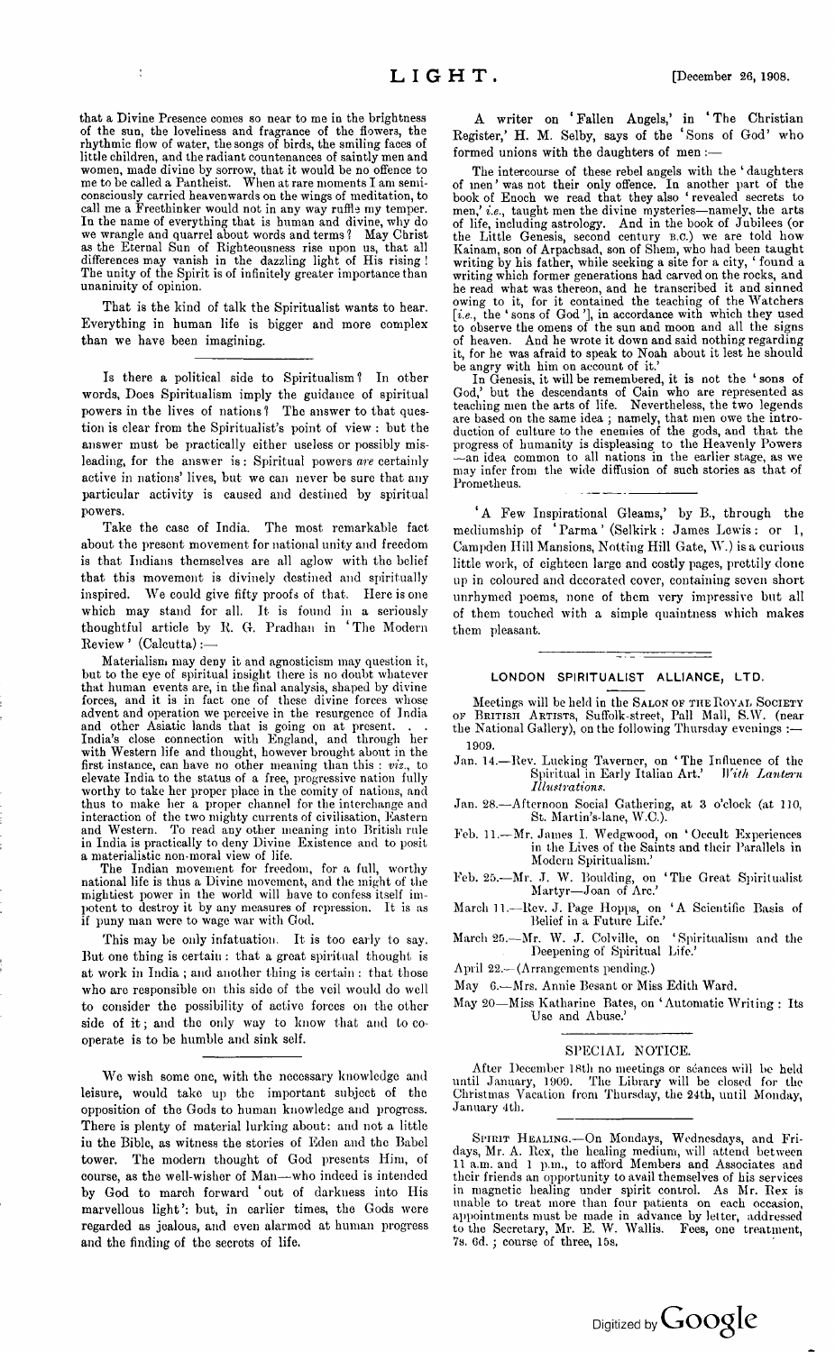that a Divine Presence comes so near to me in the brightness of the sun, the loveliness and fragrance of the flowers, the rhythmic flow of water, the songs of birds, the smiling faces of little children, and the radiant countenances of saintly men and women, made divine by sorrow, that it would be no offence to me to be called a Pantheist. When at rare moments I am semi-consciously carried heavenwards on the wings of meditation, to call me a Freethinker would not in any way ruffle my temper. In the name of everything that is human and divine, why do we wrangle and quarrel about words and terms? May Christ as the Eternal Sun of Righteousness rise upon us, that all differences may vanish in the dazzling light of His rising! The unity of the Spirit is of infinitely greater importance than unanimity of opinion.

That is the kind of talk the Spiritualist wants to hear. Everything in human life is bigger and more complex than we have been imagining.

---

Is there a political side to Spiritualism? In other words, Does Spiritualism imply the guidance of spiritual powers in the lives of nations? The answer to that question is clear from the Spiritualist's point of view: but the answer must be practically either useless or possibly misleading, for the answer is: Spiritual powers *are* certainly active in nations' lives, but we can never be sure that any particular activity is caused and destined by spiritual powers.

Take the case of India. The most remarkable fact about the present movement for national unity and freedom is that Indians themselves are all aglow with the belief that this movement is divinely destined and spiritually inspired. We could give fifty proofs of that. Here is one which may stand for all. It is found in a seriously thoughtful article by R. G. Pradhan in 'The Modern Review' (Calcutta):—

> Materialism may deny it and agnosticism may question it, but to the eye of spiritual insight there is no doubt whatever that human events are, in the final analysis, shaped by divine forces, and it is in fact one of these divine forces whose advent and operation we perceive in the resurgence of India and other Asiatic lands that is going on at present. . . India's close connection with England, and through her with Western life and thought, however brought about in the first instance, can have no other meaning than this: *viz.*, to elevate India to the status of a free, progressive nation fully worthy to take her proper place in the comity of nations, and thus to make her a proper channel for the interchange and interaction of the two mighty currents of civilisation, Eastern and Western. To read any other meaning into British rule in India is practically to deny Divine Existence and to posit a materialistic non-moral view of life.
>
> The Indian movement for freedom, for a full, worthy national life is thus a Divine movement, and the might of the mightiest power in the world will have to confess itself impotent to destroy it by any measures of repression. It is as if puny man were to wage war with God.

This may be only infatuation. It is too early to say. But one thing is certain: that a great spiritual thought is at work in India; and another thing is certain: that those who are responsible on this side of the veil would do well to consider the possibility of active forces on the other side of it; and the only way to know that and to co-operate is to be humble and sink self.

---

We wish some one, with the necessary knowledge and leisure, would take up the important subject of the opposition of the Gods to human knowledge and progress. There is plenty of material lurking about: and not a little in the Bible, as witness the stories of Eden and the Babel tower. The modern thought of God presents Him, of course, as the well-wisher of Man—who indeed is intended by God to march forward 'out of darkness into His marvellous light': but, in earlier times, the Gods were regarded as jealous, and even alarmed at human progress and the finding of the secrets of life.

A writer on 'Fallen Angels,' in 'The Christian Register,' H. M. Selby, says of the 'Sons of God' who formed unions with the daughters of men:—

> The intercourse of these rebel angels with the 'daughters of men' was not their only offence. In another part of the book of Enoch we read that they also 'revealed secrets to men,' *i.e.*, taught men the divine mysteries—namely, the arts of life, including astrology. And in the book of Jubilees (or the Little Genesis, second century B.C.) we are told how Kainam, son of Arpachsad, son of Shem, who had been taught writing by his father, while seeking a site for a city, 'found a writing which former generations had carved on the rocks, and he read what was thereon, and he transcribed it and sinned owing to it, for it contained the teaching of the Watchers [*i.e.*, the 'sons of God'], in accordance with which they used to observe the omens of the sun and moon and all the signs of heaven. And he wrote it down and said nothing regarding it, for he was afraid to speak to Noah about it lest he should be angry with him on account of it.'
>
> In Genesis, it will be remembered, it is not the 'sons of God,' but the descendants of Cain who are represented as teaching men the arts of life. Nevertheless, the two legends are based on the same idea; namely, that men owe the introduction of culture to the enemies of the gods, and that the progress of humanity is displeasing to the Heavenly Powers—an idea common to all nations in the earlier stage, as we may infer from the wide diffusion of such stories as that of Prometheus.

---

'A Few Inspirational Gleams,' by B., through the mediumship of 'Parma' (Selkirk: James Lewis: or 1, Campden Hill Mansions, Notting Hill Gate, W.) is a curious little work, of eighteen large and costly pages, prettily done up in coloured and decorated cover, containing seven short unrhymed poems, none of them very impressive but all of them touched with a simple quaintness which makes them pleasant.

---

## LONDON SPIRITUALIST ALLIANCE, LTD.

Meetings will be held in the SALON OF THE ROYAL SOCIETY OF BRITISH ARTISTS, Suffolk-street, Pall Mall, S.W. (near the National Gallery), on the following Thursday evenings:—

1909.

Jan. 14.—Rev. Lucking Taverner, on 'The Influence of the Spiritual in Early Italian Art.' *With Lantern Illustrations.*

Jan. 28.—Afternoon Social Gathering, at 3 o'clock (at 110, St. Martin's-lane, W.C.).

Feb. 11.—Mr. James I. Wedgwood, on 'Occult Experiences in the Lives of the Saints and their Parallels in Modern Spiritualism.'

Feb. 25.—Mr. J. W. Boulding, on 'The Great Spiritualist Martyr—Joan of Arc.'

March 11.—Rev. J. Page Hopps, on 'A Scientific Basis of Belief in a Future Life.'

March 25.—Mr. W. J. Colville, on 'Spiritualism and the Deepening of Spiritual Life.'

April 22.—(Arrangements pending.)

May 6.—Mrs. Annie Besant or Miss Edith Ward.

May 20—Miss Katharine Bates, on 'Automatic Writing: Its Use and Abuse.'

### SPECIAL NOTICE.

After December 18th no meetings or séances will be held until January, 1909. The Library will be closed for the Christmas Vacation from Thursday, the 24th, until Monday, January 4th.

SPIRIT HEALING.—On Mondays, Wednesdays, and Fridays, Mr. A. Rex, the healing medium, will attend between 11 a.m. and 1 p.m., to afford Members and Associates and their friends an opportunity to avail themselves of his services in magnetic healing under spirit control. As Mr. Rex is unable to treat more than four patients on each occasion, appointments must be made in advance by letter, addressed to the Secretary, Mr. E. W. Wallis. Fees, one treatment, 7s. 6d.; course of three, 15s.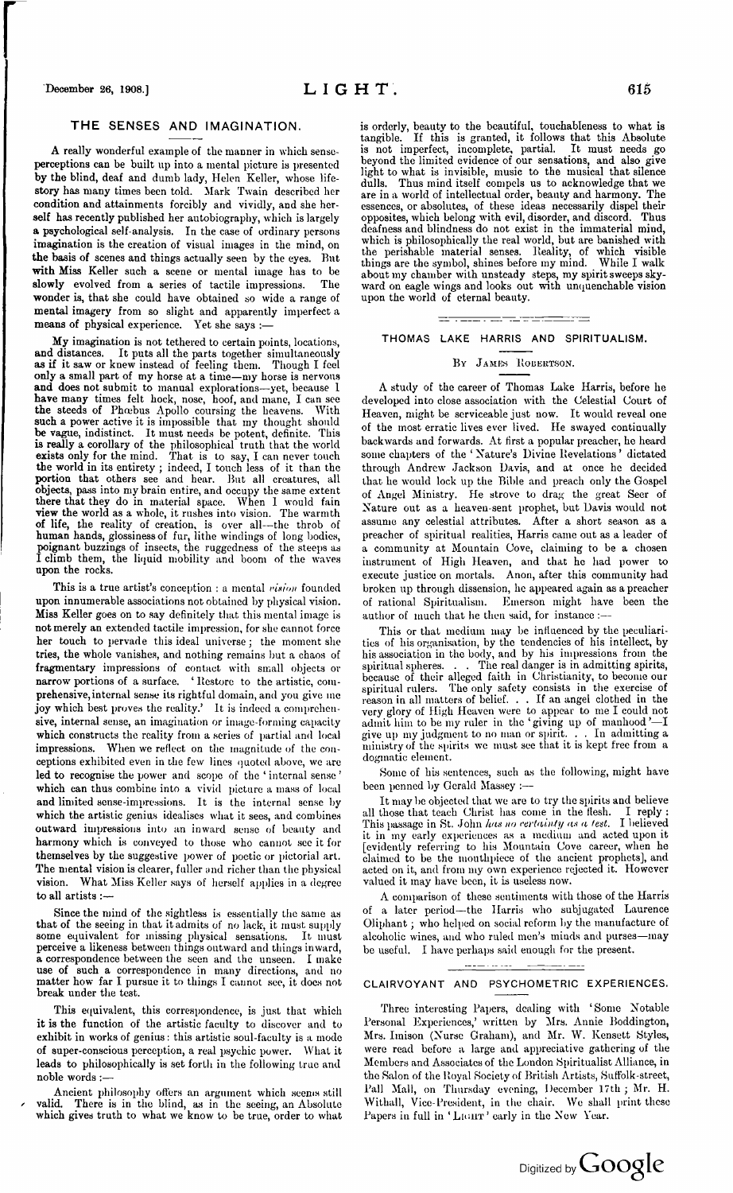## THE SENSES AND IMAGINATION.

A really wonderful example of the manner in which sense-perceptions can be built up into a mental picture is presented by the blind, deaf and dumb lady, Helen Keller, whose life-story has many times been told. Mark Twain described her condition and attainments forcibly and vividly, and she herself has recently published her autobiography, which is largely a psychological self-analysis. In the case of ordinary persons imagination is the creation of visual images in the mind, on the basis of scenes and things actually seen by the eyes. But with Miss Keller such a scene or mental image has to be slowly evolved from a series of tactile impressions. The wonder is, that she could have obtained so wide a range of mental imagery from so slight and apparently imperfect a means of physical experience. Yet she says :—

> My imagination is not tethered to certain points, locations, and distances. It puts all the parts together simultaneously as if it saw or knew instead of feeling them. Though I feel only a small part of my horse at a time—my horse is nervous and does not submit to manual explorations—yet, because I have many times felt hock, nose, hoof, and mane, I can see the steeds of Phœbus Apollo coursing the heavens. With such a power active it is impossible that my thought should be vague, indistinct. It must needs be potent, definite. This is really a corollary of the philosophical truth that the world exists only for the mind. That is to say, I can never touch the world in its entirety ; indeed, I touch less of it than the portion that others see and hear. But all creatures, all objects, pass into my brain entire, and occupy the same extent there that they do in material space. When I would fain view the world as a whole, it rushes into vision. The warmth of life, the reality of creation, is over all—the throb of human hands, glossiness of fur, lithe windings of long bodies, poignant buzzings of insects, the ruggedness of the steeps as I climb them, the liquid mobility and boom of the waves upon the rocks.

This is a true artist's conception : a mental *vision* founded upon innumerable associations not obtained by physical vision. Miss Keller goes on to say definitely that this mental image is not merely an extended tactile impression, for she cannot force her touch to pervade this ideal universe ; the moment she tries, the whole vanishes, and nothing remains but a chaos of fragmentary impressions of contact with small objects or narrow portions of a surface. 'Restore to the artistic, comprehensive, internal sense its rightful domain, and you give me joy which best proves the reality.' It is indeed a comprehensive, internal sense, an imagination or image-forming capacity which constructs the reality from a series of partial and local impressions. When we reflect on the magnitude of the conceptions exhibited even in the few lines quoted above, we are led to recognise the power and scope of the 'internal sense' which can thus combine into a vivid picture a mass of local and limited sense-impressions. It is the internal sense by which the artistic genius idealises what it sees, and combines outward impressions into an inward sense of beauty and harmony which is conveyed to those who cannot see it for themselves by the suggestive power of poetic or pictorial art. The mental vision is clearer, fuller and richer than the physical vision. What Miss Keller says of herself applies in a degree to all artists :—

> Since the mind of the sightless is essentially the same as that of the seeing in that it admits of no lack, it must supply some equivalent for missing physical sensations. It must perceive a likeness between things outward and things inward, a correspondence between the seen and the unseen. I make use of such a correspondence in many directions, and no matter how far I pursue it to things I cannot see, it does not break under the test.

This equivalent, this correspondence, is just that which it is the function of the artistic faculty to discover and to exhibit in works of genius : this artistic soul-faculty is a mode of super-conscious perception, a real psychic power. What it leads to philosophically is set forth in the following true and noble words :—

> Ancient philosophy offers an argument which seems still valid. There is in the blind, as in the seeing, an Absolute which gives truth to what we know to be true, order to what is orderly, beauty to the beautiful, touchableness to what is tangible. If this is granted, it follows that this Absolute is not imperfect, incomplete, partial. It must needs go beyond the limited evidence of our sensations, and also give light to what is invisible, music to the musical that silence dulls. Thus mind itself compels us to acknowledge that we are in a world of intellectual order, beauty and harmony. The essences, or absolutes, of these ideas necessarily dispel their opposites, which belong with evil, disorder, and discord. Thus deafness and blindness do not exist in the immaterial mind, which is philosophically the real world, but are banished with the perishable material senses. Reality, of which visible things are the symbol, shines before my mind. While I walk about my chamber with unsteady steps, my spirit sweeps skyward on eagle wings and looks out with unquenchable vision upon the world of eternal beauty.

## THOMAS LAKE HARRIS AND SPIRITUALISM.

By James Robertson.

A study of the career of Thomas Lake Harris, before he developed into close association with the Celestial Court of Heaven, might be serviceable just now. It would reveal one of the most erratic lives ever lived. He swayed continually backwards and forwards. At first a popular preacher, he heard some chapters of the 'Nature's Divine Revelations' dictated through Andrew Jackson Davis, and at once he decided that he would lock up the Bible and preach only the Gospel of Angel Ministry. He strove to drag the great Seer of Nature out as a heaven-sent prophet, but Davis would not assume any celestial attributes. After a short season as a preacher of spiritual realities, Harris came out as a leader of a community at Mountain Cove, claiming to be a chosen instrument of High Heaven, and that he had power to execute justice on mortals. Anon, after this community had broken up through dissension, he appeared again as a preacher of rational Spiritualism. Emerson might have been the author of much that he then said, for instance :—

> This or that medium may be influenced by the peculiarities of his organisation, by the tendencies of his intellect, by his association in the body, and by his impressions from the spiritual spheres. . . The real danger is in admitting spirits, because of their alleged faith in Christianity, to become our spiritual rulers. The only safety consists in the exercise of reason in all matters of belief. . . If an angel clothed in the very glory of High Heaven were to appear to me I could not admit him to be my ruler in the 'giving up of manhood'—I give up my judgment to no man or spirit. . . In admitting a ministry of the spirits we must see that it is kept free from a dogmatic element.

Some of his sentences, such as the following, might have been penned by Gerald Massey :—

> It may be objected that we are to try the spirits and believe all those that teach Christ has come in the flesh. I reply : This passage in St. John *has no certainty as a test*. I believed it in my early experiences as a medium and acted upon it [evidently referring to his Mountain Cove career, when he claimed to be the mouthpiece of the ancient prophets], and acted on it, and from my own experience rejected it. However valued it may have been, it is useless now.

A comparison of these sentiments with those of the Harris of a later period—the Harris who subjugated Laurence Oliphant ; who helped on social reform by the manufacture of alcoholic wines, and who ruled men's minds and purses—may be useful. I have perhaps said enough for the present.

## CLAIRVOYANT AND PSYCHOMETRIC EXPERIENCES.

Three interesting Papers, dealing with 'Some Notable Personal Experiences,' written by Mrs. Annie Boddington, Mrs. Imison (Nurse Graham), and Mr. W. Kensett Styles, were read before a large and appreciative gathering of the Members and Associates of the London Spiritualist Alliance, in the Salon of the Royal Society of British Artists, Suffolk-street, Pall Mall, on Thursday evening, December 17th ; Mr. H. Withall, Vice-President, in the chair. We shall print these Papers in full in 'Light' early in the New Year.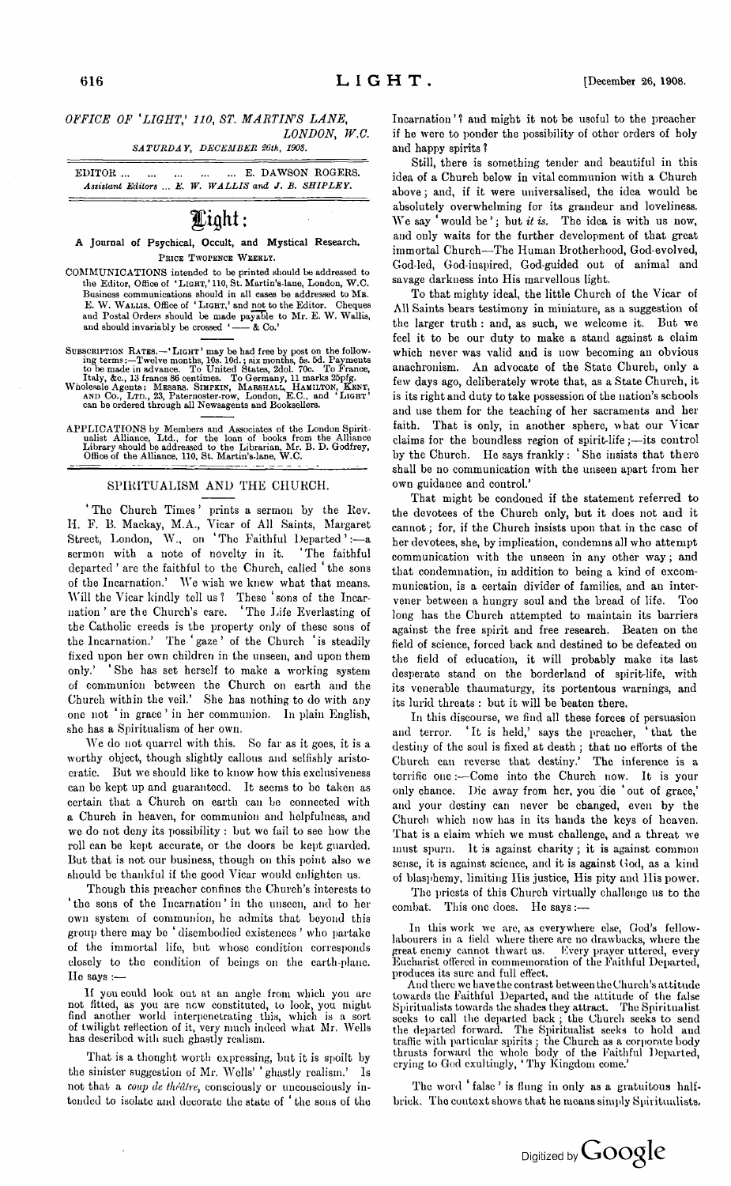*OFFICE OF 'LIGHT,' 110, ST. MARTIN'S LANE,*
*LONDON, W.C.*
*SATURDAY, DECEMBER 26th, 1908.*

EDITOR ... ... ... ... ... E. DAWSON ROGERS.
*Assistant Editors ... E. W. WALLIS and J. B. SHIPLEY.*

# Light:

**A Journal of Psychical, Occult, and Mystical Research.**

PRICE TWOPENCE WEEKLY.

COMMUNICATIONS intended to be printed should be addressed to the Editor, Office of 'LIGHT,' 110, St. Martin's-lane, London, W.C. Business communications should in all cases be addressed to MR. E. W. WALLIS, Office of 'LIGHT,' and not to the Editor. Cheques and Postal Orders should be made payable to Mr. E. W. Wallis, and should invariably be crossed '—— & Co.'

SUBSCRIPTION RATES.—'LIGHT' may be had free by post on the following terms:—Twelve months, 10s. 10d.; six months, 5s. 5d. Payments to be made in advance. To United States, 2dol. 70c. To France, Italy, &c., 13 francs 86 centimes. To Germany, 11 marks 25pfg.

Wholesale Agents: MESSRS. SIMPKIN, MARSHALL, HAMILTON, KENT, AND CO., LTD., 23, Paternoster-row, London, E.C., and 'LIGHT' can be ordered through all Newsagents and Booksellers.

APPLICATIONS by Members and Associates of the London Spiritualist Alliance, Ltd., for the loan of books from the Alliance Library should be addressed to the Librarian, Mr. B. D. Godfrey, Office of the Alliance, 110, St. Martin's-lane, W.C.

## SPIRITUALISM AND THE CHURCH.

'The Church Times' prints a sermon by the Rev. H. F. B. Mackay, M.A., Vicar of All Saints, Margaret Street, London, W., on 'The Faithful Departed':—a sermon with a note of novelty in it. 'The faithful departed' are the faithful to the Church, called 'the sons of the Incarnation.' We wish we knew what that means. Will the Vicar kindly tell us? These 'sons of the Incarnation' are the Church's care. 'The Life Everlasting of the Catholic creeds is the property only of these sons of the Incarnation.' The 'gaze' of the Church 'is steadily fixed upon her own children in the unseen, and upon them only.' 'She has set herself to make a working system of communion between the Church on earth and the Church within the veil.' She has nothing to do with any one not 'in grace' in her communion. In plain English, she has a Spiritualism of her own.

We do not quarrel with this. So far as it goes, it is a worthy object, though slightly callous and selfishly aristocratic. But we should like to know how this exclusiveness can be kept up and guaranteed. It seems to be taken as certain that a Church on earth can be connected with a Church in heaven, for communion and helpfulness, and we do not deny its possibility: but we fail to see how the roll can be kept accurate, or the doors be kept guarded. But that is not our business, though on this point also we should be thankful if the good Vicar would enlighten us.

Though this preacher confines the Church's interests to 'the sons of the Incarnation' in the unseen, and to her own system of communion, he admits that beyond this group there may be 'disembodied existences' who partake of the immortal life, but whose condition corresponds closely to the condition of beings on the earth-plane. He says:—

> If you could look out at an angle from which you are not fitted, as you are now constituted, to look, you might find another world interpenetrating this, which is a sort of twilight reflection of it, very much indeed what Mr. Wells has described with such ghastly realism.

That is a thought worth expressing, but it is spoilt by the sinister suggestion of Mr. Wells' 'ghastly realism.' Is not that a *coup de théâtre*, consciously or unconsciously intended to isolate and decorate the state of 'the sons of the Incarnation'? and might it not be useful to the preacher if he were to ponder the possibility of other orders of holy and happy spirits?

Still, there is something tender and beautiful in this idea of a Church below in vital communion with a Church above; and, if it were universalised, the idea would be absolutely overwhelming for its grandeur and loveliness. We say 'would be'; but *it is.* The idea is with us now, and only waits for the further development of that great immortal Church—The Human Brotherhood, God-evolved, God-led, God-inspired, God-guided out of animal and savage darkness into His marvellous light.

To that mighty ideal, the little Church of the Vicar of All Saints bears testimony in miniature, as a suggestion of the larger truth: and, as such, we welcome it. But we feel it to be our duty to make a stand against a claim which never was valid and is now becoming an obvious anachronism. An advocate of the State Church, only a few days ago, deliberately wrote that, as a State Church, it is its right and duty to take possession of the nation's schools and use them for the teaching of her sacraments and her faith. That is only, in another sphere, what our Vicar claims for the boundless region of spirit-life;—its control by the Church. He says frankly: 'She insists that there shall be no communication with the unseen apart from her own guidance and control.'

That might be condoned if the statement referred to the devotees of the Church only, but it does not and it cannot; for, if the Church insists upon that in the case of her devotees, she, by implication, condemns all who attempt communication with the unseen in any other way; and that condemnation, in addition to being a kind of excommunication, is a certain divider of families, and an intervener between a hungry soul and the bread of life. Too long has the Church attempted to maintain its barriers against the free spirit and free research. Beaten on the field of science, forced back and destined to be defeated on the field of education, it will probably make its last desperate stand on the borderland of spirit-life, with its venerable thaumaturgy, its portentous warnings, and its lurid threats: but it will be beaten there.

In this discourse, we find all these forces of persuasion and terror. 'It is held,' says the preacher, 'that the destiny of the soul is fixed at death; that no efforts of the Church can reverse that destiny.' The inference is a terrific one:—Come into the Church now. It is your only chance. Die away from her, you die 'out of grace,' and your destiny can never be changed, even by the Church which now has in its hands the keys of heaven. That is a claim which we must challenge, and a threat we must spurn. It is against charity; it is against common sense, it is against science, and it is against God, as a kind of blasphemy, limiting His justice, His pity and His power.

The priests of this Church virtually challenge us to the combat. This one does. He says:—

> In this work we are, as everywhere else, God's fellow-labourers in a field where there are no drawbacks, where the great enemy cannot thwart us. Every prayer uttered, every Eucharist offered in commemoration of the Faithful Departed, produces its sure and full effect.
>
> And there we have the contrast between the Church's attitude towards the Faithful Departed, and the attitude of the false Spiritualists towards the shades they attract. The Spiritualist seeks to call the departed back; the Church seeks to send the departed forward. The Spiritualist seeks to hold and traffic with particular spirits; the Church as a corporate body thrusts forward the whole body of the Faithful Departed, crying to God exultingly, 'Thy Kingdom come.'

The word 'false' is flung in only as a gratuitous half-brick. The context shows that he means simply Spiritualists.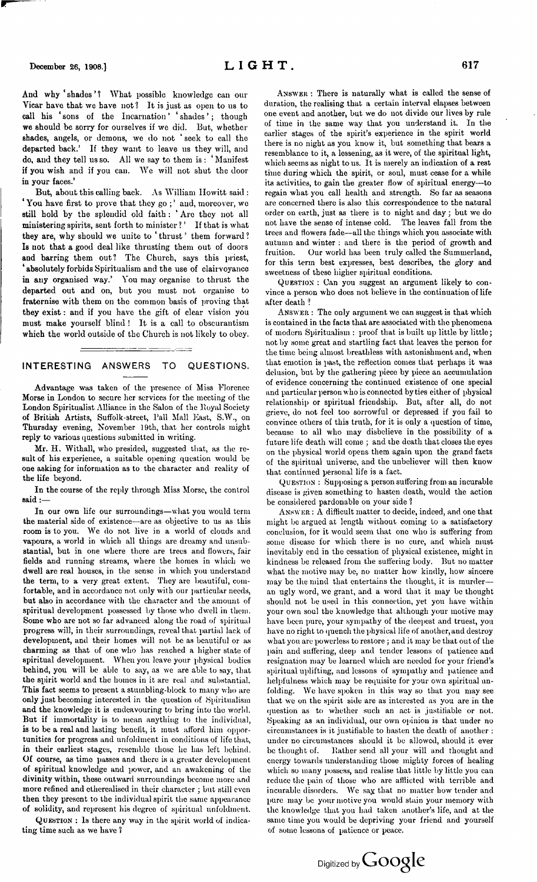And why 'shades'? What possible knowledge can our Vicar have that we have not? It is just as open to us to call his 'sons of the Incarnation' 'shades'; though we should be sorry for ourselves if we did. But, whether shades, angels, or demons, we do not 'seek to call the departed back.' If they want to leave us they will, and do, and they tell us so. All we say to them is: 'Manifest if you wish and if you can. We will not shut the door in your faces.'

But, about this calling back. As William Howitt said: 'You have first to prove that they go;' and, moreover, we still hold by the splendid old faith: 'Are they not all ministering spirits, sent forth to minister?' If that is what they are, why should we unite to 'thrust' them forward? Is not that a good deal like thrusting them out of doors and barring them out? The Church, says this priest, 'absolutely forbids Spiritualism and the use of clairvoyance in any organised way.' You may organise to thrust the departed out and on, but you must not organise to fraternise with them on the common basis of proving that they exist: and if you have the gift of clear vision you must make yourself blind! It is a call to obscurantism which the world outside of the Church is not likely to obey.

## INTERESTING ANSWERS TO QUESTIONS.

Advantage was taken of the presence of Miss Florence Morse in London to secure her services for the meeting of the London Spiritualist Alliance in the Salon of the Royal Society of British Artists, Suffolk-street, Pall Mall East, S.W., on Thursday evening, November 19th, that her controls might reply to various questions submitted in writing.

Mr. H. Withall, who presided, suggested that, as the result of his experience, a suitable opening question would be one asking for information as to the character and reality of the life beyond.

In the course of the reply through Miss Morse, the control said:—

In our own life our surroundings—what you would term the material side of existence—are as objective to us as this room is to you. We do not live in a world of clouds and vapours, a world in which all things are dreamy and unsubstantial, but in one where there are trees and flowers, fair fields and running streams, where the homes in which we dwell are real houses, in the sense in which you understand the term, to a very great extent. They are beautiful, comfortable, and in accordance not only with our particular needs, but also in accordance with the character and the amount of spiritual development possessed by those who dwell in them. Some who are not so far advanced along the road of spiritual progress will, in their surroundings, reveal that partial lack of development, and their homes will not be as beautiful or as charming as that of one who has reached a higher state of spiritual development. When you leave your physical bodies behind, you will be able to say, as we are able to say, that the spirit world and the homes in it are real and substantial. This fact seems to present a stumbling-block to many who are only just becoming interested in the question of Spiritualism and the knowledge it is endeavouring to bring into the world. But if immortality is to mean anything to the individual, is to be a real and lasting benefit, it must afford him opportunities for progress and unfoldment in conditions of life that, in their earliest stages, resemble those he has left behind. Of course, as time passes and there is a greater development of spiritual knowledge and power, and an awakening of the divinity within, these outward surroundings become more and more refined and etherealised in their character; but still even then they present to the individual spirit the same appearance of solidity, and represent his degree of spiritual unfoldment.

QUESTION: Is there any way in the spirit world of indicating time such as we have?

ANSWER: There is naturally what is called the sense of duration, the realising that a certain interval elapses between one event and another, but we do not divide our lives by rule of time in the same way that you understand it. In the earlier stages of the spirit's experience in the spirit world there is no night as you know it, but something that bears a resemblance to it, a lessening, as it were, of the spiritual light, which seems as night to us. It is merely an indication of a rest time during which the spirit, or soul, must cease for a while its activities, to gain the greater flow of spiritual energy—to regain what you call health and strength. So far as seasons are concerned there is also this correspondence to the natural order on earth, just as there is to night and day; but we do not have the sense of intense cold. The leaves fall from the trees and flowers fade—all the things which you associate with autumn and winter: and there is the period of growth and fruition. Our world has been truly called the Summerland, for this term best expresses, best describes, the glory and sweetness of these higher spiritual conditions.

QUESTION: Can you suggest an argument likely to convince a person who does not believe in the continuation of life after death?

ANSWER: The only argument we can suggest is that which is contained in the facts that are associated with the phenomena of modern Spiritualism: proof that is built up little by little; not by some great and startling fact that leaves the person for the time being almost breathless with astonishment and, when that emotion is past, the reflection comes that perhaps it was delusion, but by the gathering piece by piece an accumulation of evidence concerning the continued existence of one special and particular person who is connected by ties either of physical relationship or spiritual friendship. But, after all, do not grieve, do not feel too sorrowful or depressed if you fail to convince others of this truth, for it is only a question of time, because to all who may disbelieve in the possibility of a future life death will come; and the death that closes the eyes on the physical world opens them again upon the grand facts of the spiritual universe, and the unbeliever will then know that continued personal life is a fact.

QUESTION: Supposing a person suffering from an incurable disease is given something to hasten death, would the action be considered pardonable on your side?

ANSWER: A difficult matter to decide, indeed, and one that might be argued at length without coming to a satisfactory conclusion, for it would seem that one who is suffering from some disease for which there is no cure, and which must inevitably end in the cessation of physical existence, might in kindness be released from the suffering body. But no matter what the motive may be, no matter how kindly, how sincere may be the mind that entertains the thought, it is murder—an ugly word, we grant, and a word that it may be thought should not be used in this connection, yet you have within your own soul the knowledge that although your motive may have been pure, your sympathy of the deepest and truest, you have no right to quench the physical life of another, and destroy what you are powerless to restore; and it may be that out of the pain and suffering, deep and tender lessons of patience and resignation may be learned which are needed for your friend's spiritual uplifting, and lessons of sympathy and patience and helpfulness which may be requisite for your own spiritual unfolding. We have spoken in this way so that you may see that we on the spirit side are as interested as you are in the question as to whether such an act is justifiable or not. Speaking as an individual, our own opinion is that under no circumstances is it justifiable to hasten the death of another: under no circumstances should it be allowed, should it ever be thought of. Rather send all your will and thought and energy towards understanding those mighty forces of healing which so many possess, and realise that little by little you can reduce the pain of those who are afflicted with terrible and incurable disorders. We say that no matter how tender and pure may be your motive you would stain your memory with the knowledge that you had taken another's life, and at the same time you would be depriving your friend and yourself of some lessons of patience or peace.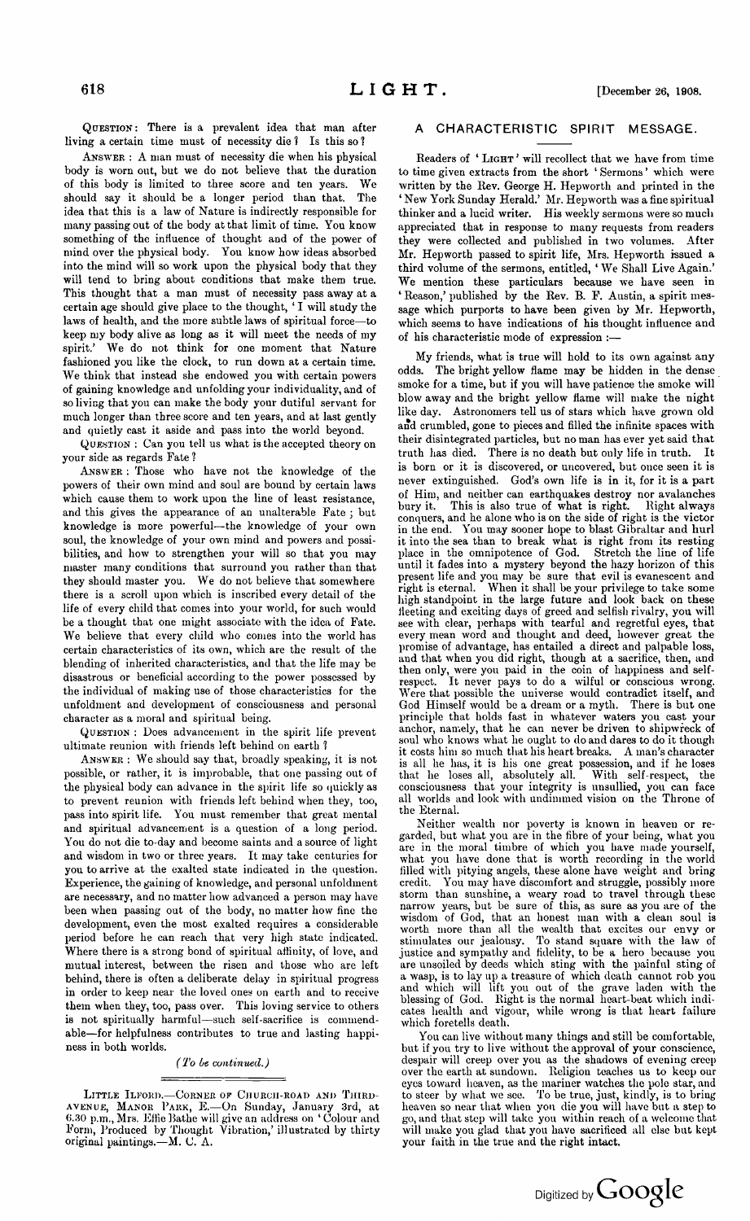**Question**: There is a prevalent idea that man after living a certain time must of necessity die? Is this so?

**Answer**: A man must of necessity die when his physical body is worn out, but we do not believe that the duration of this body is limited to three score and ten years. We should say it should be a longer period than that. The idea that this is a law of Nature is indirectly responsible for many passing out of the body at that limit of time. You know something of the influence of thought and of the power of mind over the physical body. You know how ideas absorbed into the mind will so work upon the physical body that they will tend to bring about conditions that make them true. This thought that a man must of necessity pass away at a certain age should give place to the thought, 'I will study the laws of health, and the more subtle laws of spiritual force—to keep my body alive as long as it will meet the needs of my spirit.' We do not think for one moment that Nature fashioned you like the clock, to run down at a certain time. We think that instead she endowed you with certain powers of gaining knowledge and unfolding your individuality, and of so living that you can make the body your dutiful servant for much longer than three score and ten years, and at last gently and quietly cast it aside and pass into the world beyond.

**Question**: Can you tell us what is the accepted theory on your side as regards Fate?

**Answer**: Those who have not the knowledge of the powers of their own mind and soul are bound by certain laws which cause them to work upon the line of least resistance, and this gives the appearance of an unalterable Fate; but knowledge is more powerful—the knowledge of your own soul, the knowledge of your own mind and powers and possibilities, and how to strengthen your will so that you may master many conditions that surround you rather than that they should master you. We do not believe that somewhere there is a scroll upon which is inscribed every detail of the life of every child that comes into your world, for such would be a thought that one might associate with the idea of Fate. We believe that every child who comes into the world has certain characteristics of its own, which are the result of the blending of inherited characteristics, and that the life may be disastrous or beneficial according to the power possessed by the individual of making use of those characteristics for the unfoldment and development of consciousness and personal character as a moral and spiritual being.

**Question**: Does advancement in the spirit life prevent ultimate reunion with friends left behind on earth?

**Answer**: We should say that, broadly speaking, it is not possible, or rather, it is improbable, that one passing out of the physical body can advance in the spirit life so quickly as to prevent reunion with friends left behind when they, too, pass into spirit life. You must remember that great mental and spiritual advancement is a question of a long period. You do not die to-day and become saints and a source of light and wisdom in two or three years. It may take centuries for you to arrive at the exalted state indicated in the question. Experience, the gaining of knowledge, and personal unfoldment are necessary, and no matter how advanced a person may have been when passing out of the body, no matter how fine the development, even the most exalted requires a considerable period before he can reach that very high state indicated. Where there is a strong bond of spiritual affinity, of love, and mutual interest, between the risen and those who are left behind, there is often a deliberate delay in spiritual progress in order to keep near the loved ones on earth and to receive them when they, too, pass over. This loving service to others is not spiritually harmful—such self-sacrifice is commendable—for helpfulness contributes to true and lasting happiness in both worlds.

*(To be continued.)*

---

Little Ilford.—Corner of Church-road and Third-avenue, Manor Park, E.—On Sunday, January 3rd, at 6.30 p.m., Mrs. Effie Bathe will give an address on 'Colour and Form, Produced by Thought Vibration,' illustrated by thirty original paintings.—M. C. A.

## A CHARACTERISTIC SPIRIT MESSAGE.

Readers of 'Light' will recollect that we have from time to time given extracts from the short 'Sermons' which were written by the Rev. George H. Hepworth and printed in the 'New York Sunday Herald.' Mr. Hepworth was a fine spiritual thinker and a lucid writer. His weekly sermons were so much appreciated that in response to many requests from readers they were collected and published in two volumes. After Mr. Hepworth passed to spirit life, Mrs. Hepworth issued a third volume of the sermons, entitled, 'We Shall Live Again.' We mention these particulars because we have seen in 'Reason,' published by the Rev. B. F. Austin, a spirit message which purports to have been given by Mr. Hepworth, which seems to have indications of his thought influence and of his characteristic mode of expression:—

My friends, what is true will hold to its own against any odds. The bright yellow flame may be hidden in the dense smoke for a time, but if you will have patience the smoke will blow away and the bright yellow flame will make the night like day. Astronomers tell us of stars which have grown old and crumbled, gone to pieces and filled the infinite spaces with their disintegrated particles, but no man has ever yet said that truth has died. There is no death but only life in truth. It is born or it is discovered, or uncovered, but once seen it is never extinguished. God's own life is in it, for it is a part of Him, and neither can earthquakes destroy nor avalanches bury it. This is also true of what is right. Right always conquers, and he alone who is on the side of right is the victor in the end. You may sooner hope to blast Gibraltar and hurl it into the sea than to break what is right from its resting place in the omnipotence of God. Stretch the line of life until it fades into a mystery beyond the hazy horizon of this present life and you may be sure that evil is evanescent and right is eternal. When it shall be your privilege to take some high standpoint in the large future and look back on these fleeting and exciting days of greed and selfish rivalry, you will see with clear, perhaps with tearful and regretful eyes, that every mean word and thought and deed, however great the promise of advantage, has entailed a direct and palpable loss, and that when you did right, though at a sacrifice, then, and then only, were you paid in the coin of happiness and self-respect. It never pays to do a wilful or conscious wrong. Were that possible the universe would contradict itself, and God Himself would be a dream or a myth. There is but one principle that holds fast in whatever waters you cast your anchor, namely, that he can never be driven to shipwreck of soul who knows what he ought to do and dares to do it though it costs him so much that his heart breaks. A man's character is all he has, it is his one great possession, and if he loses that he loses all, absolutely all. With self-respect, the consciousness that your integrity is unsullied, you can face all worlds and look with undimmed vision on the Throne of the Eternal.

Neither wealth nor poverty is known in heaven or regarded, but what you are in the fibre of your being, what you are in the moral timbre of which you have made yourself, what you have done that is worth recording in the world filled with pitying angels, these alone have weight and bring credit. You may have discomfort and struggle, possibly more storm than sunshine, a weary road to travel through these narrow years, but be sure of this, as sure as you are of the wisdom of God, that an honest man with a clean soul is worth more than all the wealth that excites our envy or stimulates our jealousy. To stand square with the law of justice and sympathy and fidelity, to be a hero because you are unsoiled by deeds which sting with the painful sting of a wasp, is to lay up a treasure of which death cannot rob you and which will lift you out of the grave laden with the blessing of God. Right is the normal heart-beat which indicates health and vigour, while wrong is that heart failure which foretells death.

You can live without many things and still be comfortable, but if you try to live without the approval of your conscience, despair will creep over you as the shadows of evening creep over the earth at sundown. Religion teaches us to keep our eyes toward heaven, as the mariner watches the pole star, and to steer by what we see. To be true, just, kindly, is to bring heaven so near that when you die you will have but a step to go, and that step will take you within reach of a welcome that will make you glad that you have sacrificed all else but kept your faith in the true and the right intact.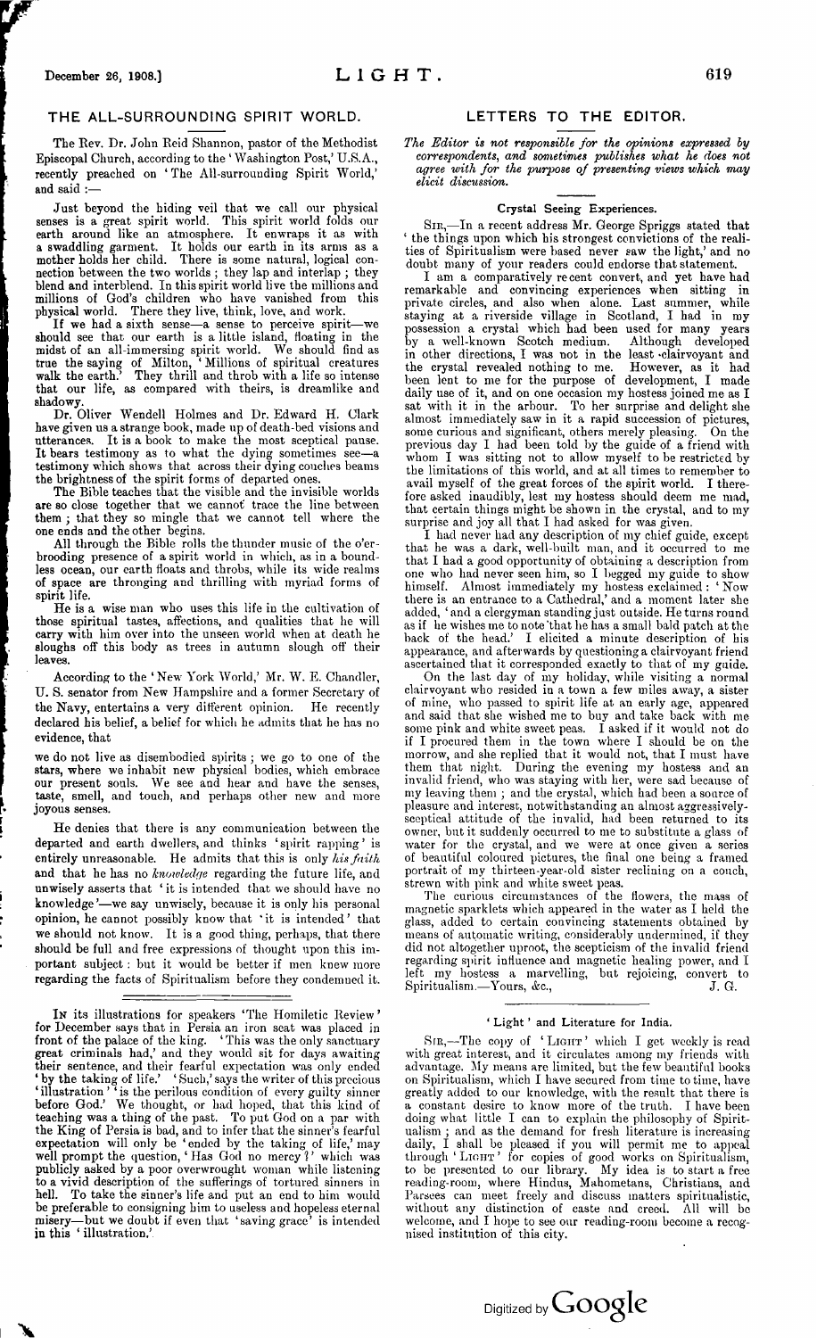## THE ALL-SURROUNDING SPIRIT WORLD.

The Rev. Dr. John Reid Shannon, pastor of the Methodist Episcopal Church, according to the 'Washington Post,' U.S.A., recently preached on 'The All-surrounding Spirit World,' and said :—

Just beyond the hiding veil that we call our physical senses is a great spirit world. This spirit world folds our earth around like an atmosphere. It enwraps it as with a swaddling garment. It holds our earth in its arms as a mother holds her child. There is some natural, logical connection between the two worlds ; they lap and interlap ; they blend and interblend. In this spirit world live the millions and millions of God's children who have vanished from this physical world. There they live, think, love, and work.

If we had a sixth sense—a sense to perceive spirit—we should see that our earth is a little island, floating in the midst of an all-immersing spirit world. We should find as true the saying of Milton, 'Millions of spiritual creatures walk the earth.' They thrill and throb with a life so intense that our life, as compared with theirs, is dreamlike and shadowy.

Dr. Oliver Wendell Holmes and Dr. Edward H. Clark have given us a strange book, made up of death-bed visions and utterances. It is a book to make the most sceptical pause. It bears testimony as to what the dying sometimes see—a testimony which shows that across their dying couches beams the brightness of the spirit forms of departed ones.

The Bible teaches that the visible and the invisible worlds are so close together that we cannot trace the line between them ; that they so mingle that we cannot tell where the one ends and the other begins.

All through the Bible rolls the thunder music of the o'erbrooding presence of a spirit world in which, as in a boundless ocean, our earth floats and throbs, while its wide realms of space are thronging and thrilling with myriad forms of spirit life.

He is a wise man who uses this life in the cultivation of those spiritual tastes, affections, and qualities that he will carry with him over into the unseen world when at death he sloughs off this body as trees in autumn slough off their leaves.

According to the 'New York World,' Mr. W. E. Chandler, U. S. senator from New Hampshire and a former Secretary of the Navy, entertains a very different opinion. He recently declared his belief, a belief for which he admits that he has no evidence, that

we do not live as disembodied spirits ; we go to one of the stars, where we inhabit new physical bodies, which embrace our present souls. We see and hear and have the senses, taste, smell, and touch, and perhaps other new and more joyous senses.

He denies that there is any communication between the departed and earth dwellers, and thinks 'spirit rapping' is entirely unreasonable. He admits that this is only *his faith* and that he has no *knowledge* regarding the future life, and unwisely asserts that 'it is intended that we should have no knowledge'—we say unwisely, because it is only his personal opinion, he cannot possibly know that 'it is intended' that we should not know. It is a good thing, perhaps, that there should be full and free expressions of thought upon this important subject : but it would be better if men knew more regarding the facts of Spiritualism before they condemned it.

---

In its illustrations for speakers 'The Homiletic Review' for December says that in Persia an iron seat was placed in front of the palace of the king. 'This was the only sanctuary great criminals had,' and they would sit for days awaiting their sentence, and their fearful expectation was only ended 'by the taking of life.' 'Such,' says the writer of this precious 'illustration' 'is the perilous condition of every guilty sinner before God.' We thought, or had hoped, that this kind of teaching was a thing of the past. To put God on a par with the King of Persia is bad, and to infer that the sinner's fearful expectation will only be 'ended by the taking of life,' may well prompt the question, 'Has God no mercy?' which was publicly asked by a poor overwrought woman while listening to a vivid description of the sufferings of tortured sinners in hell. To take the sinner's life and put an end to him would be preferable to consigning him to useless and hopeless eternal misery—but we doubt if even that 'saving grace' is intended in this 'illustration.'

## LETTERS TO THE EDITOR.

*The Editor is not responsible for the opinions expressed by correspondents, and sometimes publishes what he does not agree with for the purpose of presenting views which may elicit discussion.*

### Crystal Seeing Experiences.

SIR,—In a recent address Mr. George Spriggs stated that 'the things upon which his strongest convictions of the realities of Spiritualism were based never saw the light,' and no doubt many of your readers could endorse that statement.

I am a comparatively recent convert, and yet have had remarkable and convincing experiences when sitting in private circles, and also when alone. Last summer, while staying at a riverside village in Scotland, I had in my possession a crystal which had been used for many years by a well-known Scotch medium. Although developed in other directions, I was not in the least clairvoyant and the crystal revealed nothing to me. However, as it had been lent to me for the purpose of development, I made daily use of it, and on one occasion my hostess joined me as I sat with it in the arbour. To her surprise and delight she almost immediately saw in it a rapid succession of pictures, some curious and significant, others merely pleasing. On the previous day I had been told by the guide of a friend with whom I was sitting not to allow myself to be restricted by the limitations of this world, and at all times to remember to avail myself of the great forces of the spirit world. I therefore asked inaudibly, lest my hostess should deem me mad, that certain things might be shown in the crystal, and to my surprise and joy all that I had asked for was given.

I had never had any description of my chief guide, except that he was a dark, well-built man, and it occurred to me that I had a good opportunity of obtaining a description from one who had never seen him, so I begged my guide to show himself. Almost immediately my hostess exclaimed : 'Now there is an entrance to a Cathedral,' and a moment later she added, 'and a clergyman standing just outside. He turns round as if he wishes me to note that he has a small bald patch at the back of the head.' I elicited a minute description of his appearance, and afterwards by questioning a clairvoyant friend ascertained that it corresponded exactly to that of my guide.

On the last day of my holiday, while visiting a normal clairvoyant who resided in a town a few miles away, a sister of mine, who passed to spirit life at an early age, appeared and said that she wished me to buy and take back with me some pink and white sweet peas. I asked if it would not do if I procured them in the town where I should be on the morrow, and she replied that it would not, that I must have them that night. During the evening my hostess and an invalid friend, who was staying with her, were sad because of my leaving them ; and the crystal, which had been a source of pleasure and interest, notwithstanding an almost aggressively-sceptical attitude of the invalid, had been returned to its owner, but it suddenly occurred to me to substitute a glass of water for the crystal, and we were at once given a series of beautiful coloured pictures, the final one being a framed portrait of my thirteen-year-old sister reclining on a couch, strewn with pink and white sweet peas.

The curious circumstances of the flowers, the mass of magnetic sparklets which appeared in the water as I held the glass, added to certain convincing statements obtained by means of automatic writing, considerably undermined, if they did not altogether uproot, the scepticism of the invalid friend regarding spirit influence and magnetic healing power, and I left my hostess a marvelling, but rejoicing, convert to Spiritualism.—Yours, &c.,

J. G.

### 'Light' and Literature for India.

SIR,—The copy of 'LIGHT' which I get weekly is read with great interest, and it circulates among my friends with advantage. My means are limited, but the few beautiful books on Spiritualism, which I have secured from time to time, have greatly added to our knowledge, with the result that there is a constant desire to know more of the truth. I have been doing what little I can to explain the philosophy of Spiritualism ; and as the demand for fresh literature is increasing daily, I shall be pleased if you will permit me to appeal through 'LIGHT' for copies of good works on Spiritualism, to be presented to our library. My idea is to start a free reading-room, where Hindus, Mahometans, Christians, and Parsees can meet freely and discuss matters spiritualistic, without any distinction of caste and creed. All will be welcome, and I hope to see our reading-room become a recognised institution of this city.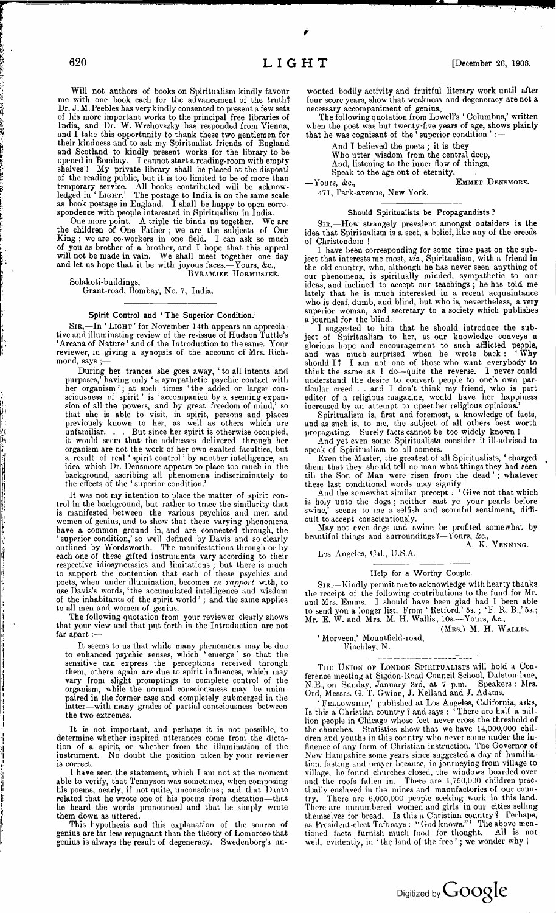Will not authors of books on Spiritualism kindly favour me with one book each for the advancement of the truth? Dr. J. M. Peebles has very kindly consented to present a few sets of his more important works to the principal free libraries of India, and Dr. W. Wrchovszky has responded from Vienna, and I take this opportunity to thank these two gentlemen for their kindness and to ask my Spiritualist friends of England and Scotland to kindly present works for the library to be opened in Bombay. I cannot start a reading-room with empty shelves! My private library shall be placed at the disposal of the reading public, but it is too limited to be of more than temporary service. All books contributed will be acknowledged in 'LIGHT.' The postage to India is on the same scale as book postage in England. I shall be happy to open correspondence with people interested in Spiritualism in India.

One more point. A triple tie binds us together. We are the children of One Father; we are the subjects of One King; we are co-workers in one field. I can ask so much of you as brother of a brother, and I hope that this appeal will not be made in vain. We shall meet together one day and let us hope that it be with joyous faces.—Yours, &c.,

BYRAMJEE HORMUSJEE.

Solakoti-buildings,
Grant-road, Bombay, No. 7, India.

### Spirit Control and 'The Superior Condition.'

SIR,—In 'LIGHT' for November 14th appears an appreciative and illuminating review of the re-issue of Hudson Tuttle's 'Arcana of Nature' and of the Introduction to the same. Your reviewer, in giving a synopsis of the account of Mrs. Richmond, says:—

> During her trances she goes away, 'to all intents and purposes,' having only 'a sympathetic psychic contact with her organism'; at such times 'the added or larger consciousness of spirit' is 'accompanied by a seeming expansion of all the powers, and by great freedom of mind,' so that she is able to visit, in spirit, persons and places previously known to her, as well as others which are unfamiliar. . . But since her spirit is otherwise occupied, it would seem that the addresses delivered through her organism are not the work of her own exalted faculties, but a result of real 'spirit control' by another intelligence, an idea which Dr. Densmore appears to place too much in the background, ascribing all phenomena indiscriminately to the effects of the 'superior condition.'

It was not my intention to place the matter of spirit control in the background, but rather to trace the similarity that is manifested between the various psychics and men and women of genius, and to show that these varying phenomena have a common ground in, and are connected through, the 'superior condition,' so well defined by Davis and so clearly outlined by Wordsworth. The manifestations through or by each one of these gifted instruments vary according to their respective idiosyncrasies and limitations; but there is much to support the contention that each of these psychics and poets, when under illumination, becomes *en rapport* with, to use Davis's words, 'the accumulated intelligence and wisdom of the inhabitants of the spirit world'; and the same applies to all men and women of genius.

The following quotation from your reviewer clearly shows that your view and that put forth in the Introduction are not far apart:—

> It seems to us that while many phenomena may be due to enhanced psychic senses, which 'emerge' so that the sensitive can express the perceptions received through them, others again are due to spirit influences, which may vary from slight promptings to complete control of the organism, while the normal consciousness may be unimpaired in the former case and completely submerged in the latter—with many grades of partial consciousness between the two extremes.

It is not important, and perhaps it is not possible, to determine whether inspired utterances come from the dictation of a spirit, or whether from the illumination of the instrument. No doubt the position taken by your reviewer is correct.

I have seen the statement, which I am not at the moment able to verify, that Tennyson was sometimes, when composing his poems, nearly, if not quite, unconscious; and that Dante related that he wrote one of his poems from dictation—that he heard the words pronounced and that he simply wrote them down as uttered.

This hypothesis and this explanation of the source of genius are far less repugnant than the theory of Lombroso that genius is always the result of degeneracy. Swedenborg's unwonted bodily activity and fruitful literary work until after four score years, show that weakness and degeneracy are not a necessary accompaniment of genius.

The following quotation from Lowell's 'Columbus,' written when the poet was but twenty-five years of age, shows plainly that he was cognisant of the 'superior condition':—

> And I believed the poets; it is they
> Who utter wisdom from the central deep,
> And, listening to the inner flow of things,
> Speak to the age out of eternity.

—Yours, &c.,

EMMET DENSMORE.

471, Park-avenue, New York.

### Should Spiritualists be Propagandists?

SIR,—How strangely prevalent amongst outsiders is the idea that Spiritualism is a sect, a belief, like any of the creeds of Christendom!

I have been corresponding for some time past on the subject that interests me most, *viz.*, Spiritualism, with a friend in the old country, who, although he has never seen anything of our phenomena, is spiritually minded, sympathetic to our ideas, and inclined to accept our teachings; he has told me lately that he is much interested in a recent acquaintance who is deaf, dumb, and blind, but who is, nevertheless, a very superior woman, and secretary to a society which publishes a journal for the blind.

I suggested to him that he should introduce the subject of Spiritualism to her, as our knowledge conveys a glorious hope and encouragement to such afflicted people, and was much surprised when he wrote back: 'Why should I? I am not one of those who want everybody to think the same as I do—quite the reverse. I never could understand the desire to convert people to one's own particular creed . . and I don't think my friend, who is part editor of a religious magazine, would have her happiness increased by an attempt to upset her religious opinions.'

Spiritualism is, first and foremost, a knowledge of facts, and as such is, to me, the subject of all others best worth propagating. Surely facts cannot be too widely known!

And yet even some Spiritualists consider it ill-advised to speak of Spiritualism to all-comers.

Even the Master, the greatest of all Spiritualists, 'charged them that they should tell no man what things they had seen till the Son of Man were risen from the dead'; whatever these last conditional words may signify.

And the somewhat similar precept: 'Give not that which is holy unto the dogs; neither cast ye your pearls before swine,' seems to me a selfish and scornful sentiment, difficult to accept conscientiously.

May not even dogs and swine be profited somewhat by beautiful things and surroundings?—Yours, &c.,

A. K. VENNING.

Los Angeles, Cal., U.S.A.

### Help for a Worthy Couple.

SIR,—Kindly permit me to acknowledge with hearty thanks the receipt of the following contributions to the fund for Mr. and Mrs. Emms. I should have been glad had I been able to send you a longer list. From 'Retford,' 5s.; 'F. R. B.,' 5s.; Mr. E. W. and Mrs. M. H. Wallis, 10s.—Yours, &c.,

(MRS.) M. H. WALLIS.

'Morveen,' Mountfield-road,
Finchley, N.

---

THE UNION OF LONDON SPIRITUALISTS will hold a Conference meeting at Sigdon-Road Council School, Dalston-lane, N.E., on Sunday, January 3rd, at 7 p.m. Speakers: Mrs. Ord, Messrs. G. T. Gwinn, J. Kelland and J. Adams.

'FELLOWSHIP,' published at Los Angeles, California, asks, Is this a Christian country? and says: 'There are half a million people in Chicago whose feet never cross the threshold of the churches. Statistics show that we have 14,000,000 children and youths in this country who never come under the influence of any form of Christian instruction. The Governor of New Hampshire some years since suggested a day of humiliation, fasting and prayer because, in journeying from village to village, he found churches closed, the windows boarded over and the roofs fallen in. There are 1,750,000 children practically enslaved in the mines and manufactories of our country. There are 6,000,000 people seeking work in this land. There are unnumbered women and girls in our cities selling themselves for bread. Is this a Christian country? Perhaps, as President-elect Taft says: "God knows."' The above mentioned facts furnish much food for thought. All is not well, evidently, in 'the land of the free'; we wonder why!